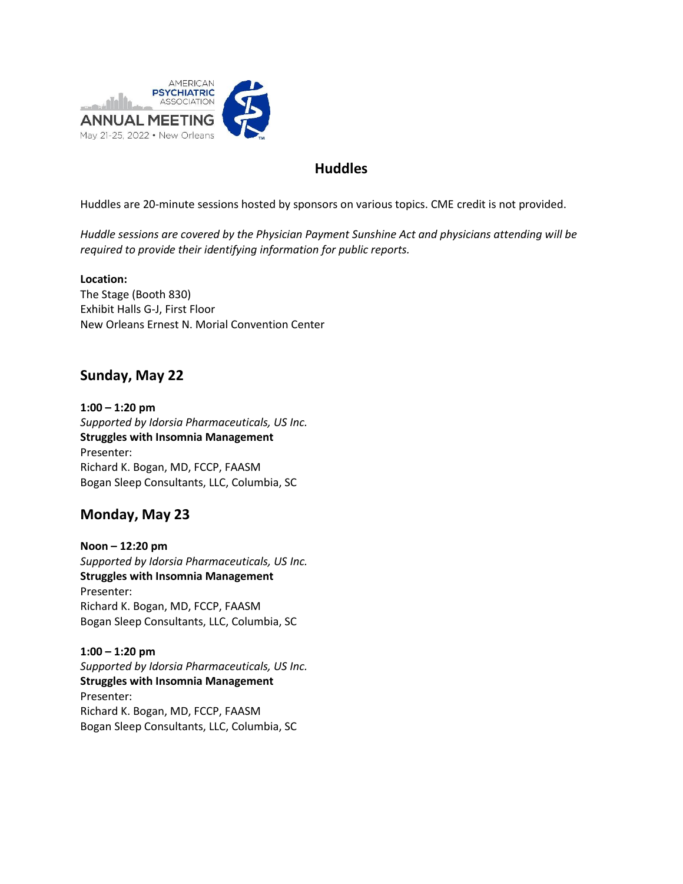AMERICAN PSYCHIATRIC ASSOCIATION
ANNUAL MEETING
May 21-25, 2022 • New Orleans

# Huddles

Huddles are 20-minute sessions hosted by sponsors on various topics. CME credit is not provided.

*Huddle sessions are covered by the Physician Payment Sunshine Act and physicians attending will be required to provide their identifying information for public reports.*

**Location:**
The Stage (Booth 830)
Exhibit Halls G-J, First Floor
New Orleans Ernest N. Morial Convention Center

## Sunday, May 22

**1:00 – 1:20 pm**
*Supported by Idorsia Pharmaceuticals, US Inc.*
**Struggles with Insomnia Management**
Presenter:
Richard K. Bogan, MD, FCCP, FAASM
Bogan Sleep Consultants, LLC, Columbia, SC

## Monday, May 23

**Noon – 12:20 pm**
*Supported by Idorsia Pharmaceuticals, US Inc.*
**Struggles with Insomnia Management**
Presenter:
Richard K. Bogan, MD, FCCP, FAASM
Bogan Sleep Consultants, LLC, Columbia, SC

**1:00 – 1:20 pm**
*Supported by Idorsia Pharmaceuticals, US Inc.*
**Struggles with Insomnia Management**
Presenter:
Richard K. Bogan, MD, FCCP, FAASM
Bogan Sleep Consultants, LLC, Columbia, SC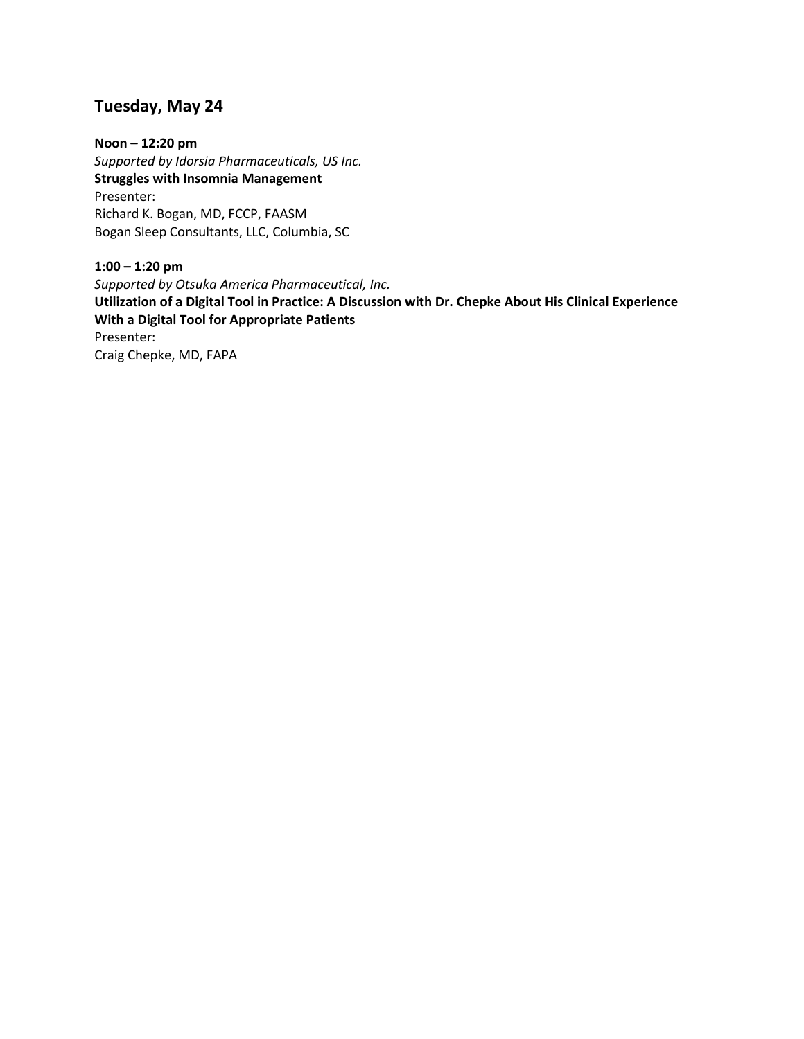## Tuesday, May 24

**Noon – 12:20 pm**
*Supported by Idorsia Pharmaceuticals, US Inc.*
**Struggles with Insomnia Management**
Presenter:
Richard K. Bogan, MD, FCCP, FAASM
Bogan Sleep Consultants, LLC, Columbia, SC

**1:00 – 1:20 pm**
*Supported by Otsuka America Pharmaceutical, Inc.*
**Utilization of a Digital Tool in Practice: A Discussion with Dr. Chepke About His Clinical Experience With a Digital Tool for Appropriate Patients**
Presenter:
Craig Chepke, MD, FAPA